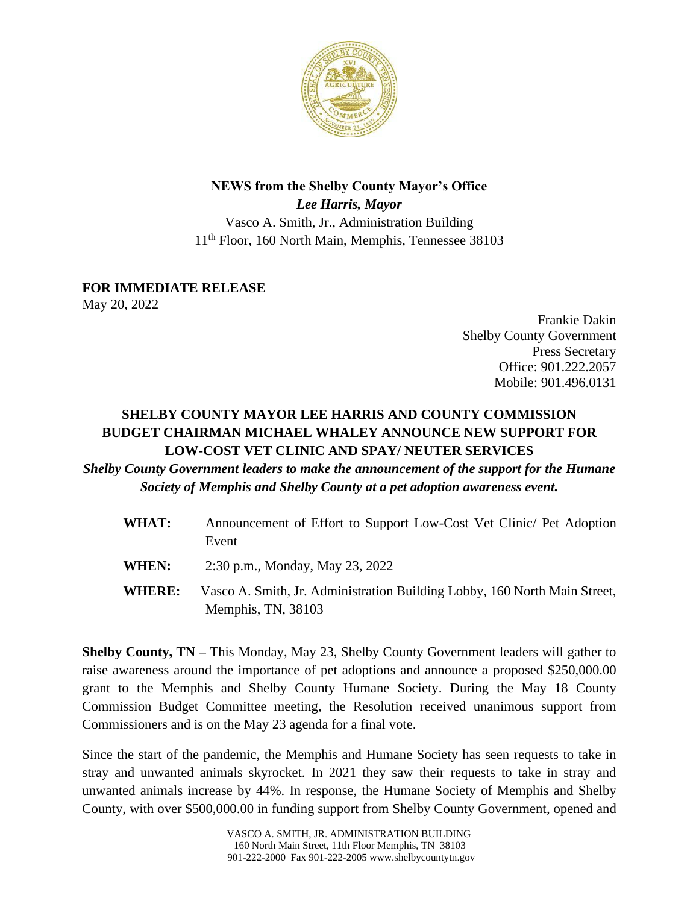**NEWS from the Shelby County Mayor's Office**

***Lee Harris, Mayor***

Vasco A. Smith, Jr., Administration Building

11th Floor, 160 North Main, Memphis, Tennessee 38103

**FOR IMMEDIATE RELEASE**

May 20, 2022

Frankie Dakin
Shelby County Government
Press Secretary
Office: 901.222.2057
Mobile: 901.496.0131

## SHELBY COUNTY MAYOR LEE HARRIS AND COUNTY COMMISSION BUDGET CHAIRMAN MICHAEL WHALEY ANNOUNCE NEW SUPPORT FOR LOW-COST VET CLINIC AND SPAY/ NEUTER SERVICES

***Shelby County Government leaders to make the announcement of the support for the Humane Society of Memphis and Shelby County at a pet adoption awareness event.***

**WHAT:** Announcement of Effort to Support Low-Cost Vet Clinic/ Pet Adoption Event

**WHEN:** 2:30 p.m., Monday, May 23, 2022

**WHERE:** Vasco A. Smith, Jr. Administration Building Lobby, 160 North Main Street, Memphis, TN, 38103

**Shelby County, TN –** This Monday, May 23, Shelby County Government leaders will gather to raise awareness around the importance of pet adoptions and announce a proposed $250,000.00 grant to the Memphis and Shelby County Humane Society. During the May 18 County Commission Budget Committee meeting, the Resolution received unanimous support from Commissioners and is on the May 23 agenda for a final vote.

Since the start of the pandemic, the Memphis and Humane Society has seen requests to take in stray and unwanted animals skyrocket. In 2021 they saw their requests to take in stray and unwanted animals increase by 44%. In response, the Humane Society of Memphis and Shelby County, with over $500,000.00 in funding support from Shelby County Government, opened and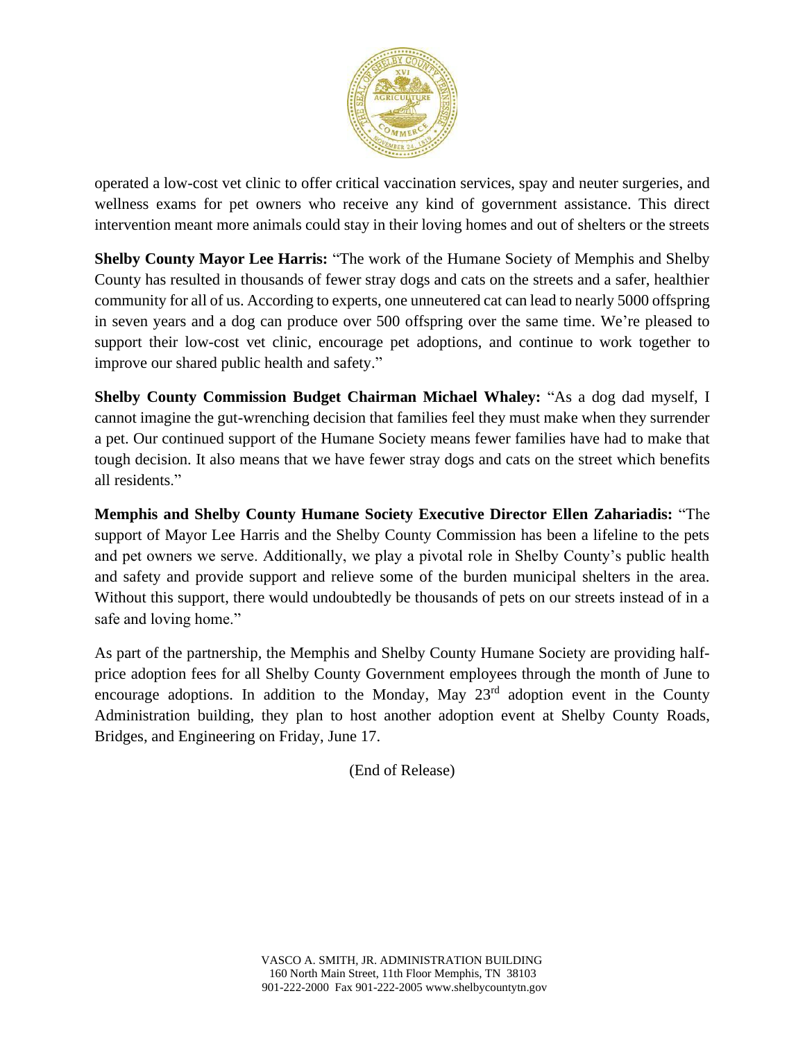operated a low-cost vet clinic to offer critical vaccination services, spay and neuter surgeries, and wellness exams for pet owners who receive any kind of government assistance. This direct intervention meant more animals could stay in their loving homes and out of shelters or the streets

**Shelby County Mayor Lee Harris:** "The work of the Humane Society of Memphis and Shelby County has resulted in thousands of fewer stray dogs and cats on the streets and a safer, healthier community for all of us. According to experts, one unneutered cat can lead to nearly 5000 offspring in seven years and a dog can produce over 500 offspring over the same time. We're pleased to support their low-cost vet clinic, encourage pet adoptions, and continue to work together to improve our shared public health and safety."

**Shelby County Commission Budget Chairman Michael Whaley:** "As a dog dad myself, I cannot imagine the gut-wrenching decision that families feel they must make when they surrender a pet. Our continued support of the Humane Society means fewer families have had to make that tough decision. It also means that we have fewer stray dogs and cats on the street which benefits all residents."

**Memphis and Shelby County Humane Society Executive Director Ellen Zahariadis:** "The support of Mayor Lee Harris and the Shelby County Commission has been a lifeline to the pets and pet owners we serve. Additionally, we play a pivotal role in Shelby County's public health and safety and provide support and relieve some of the burden municipal shelters in the area. Without this support, there would undoubtedly be thousands of pets on our streets instead of in a safe and loving home."

As part of the partnership, the Memphis and Shelby County Humane Society are providing half-price adoption fees for all Shelby County Government employees through the month of June to encourage adoptions. In addition to the Monday, May 23rd adoption event in the County Administration building, they plan to host another adoption event at Shelby County Roads, Bridges, and Engineering on Friday, June 17.

(End of Release)